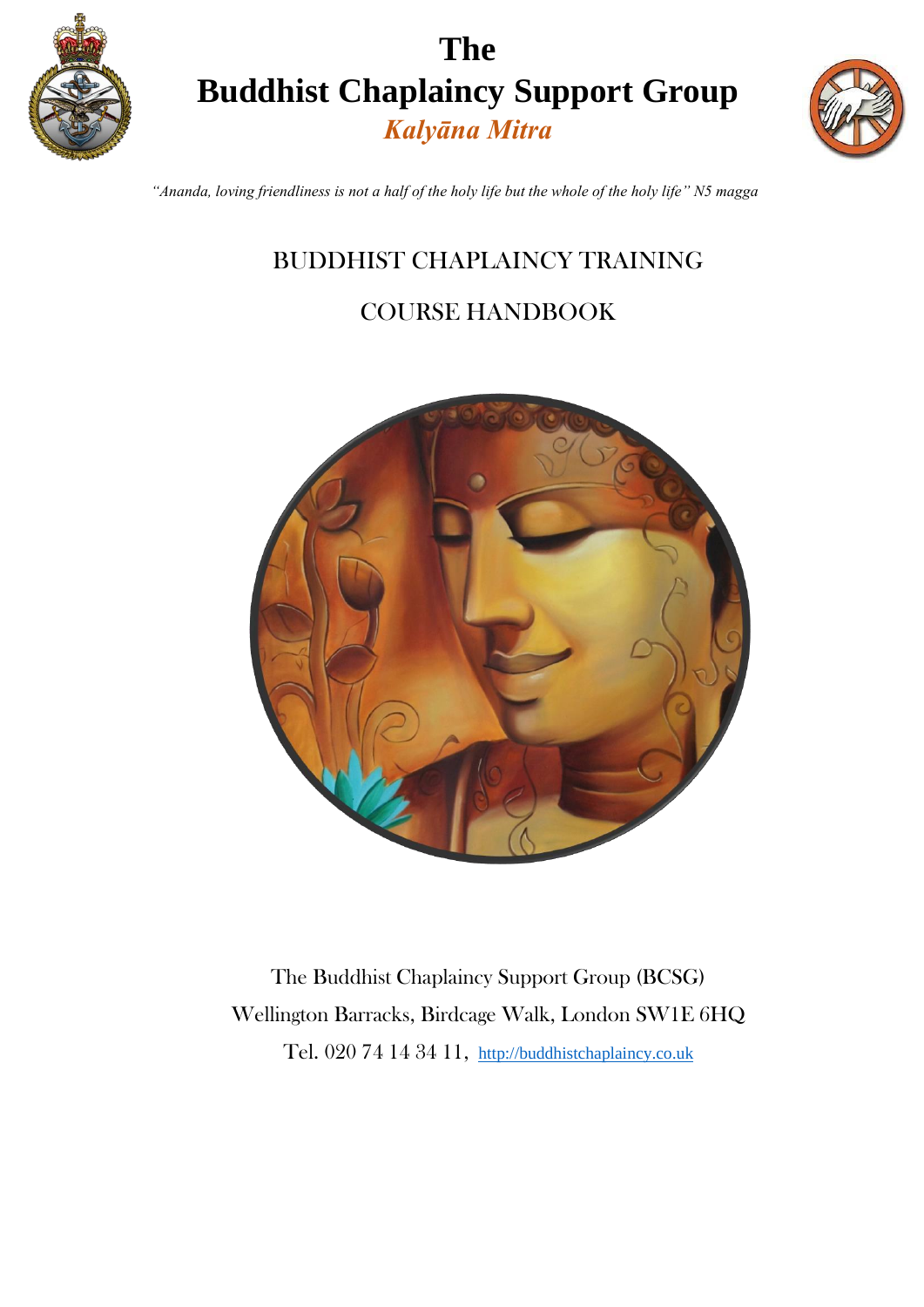# The
# Buddhist Chaplaincy Support Group
## *Kalyāna Mitra*

*"Ananda, loving friendliness is not a half of the holy life but the whole of the holy life" N5 magga*

## BUDDHIST CHAPLAINCY TRAINING

## COURSE HANDBOOK

The Buddhist Chaplaincy Support Group (BCSG)

Wellington Barracks, Birdcage Walk, London SW1E 6HQ

Tel. 020 74 14 34 11, http://buddhistchaplaincy.co.uk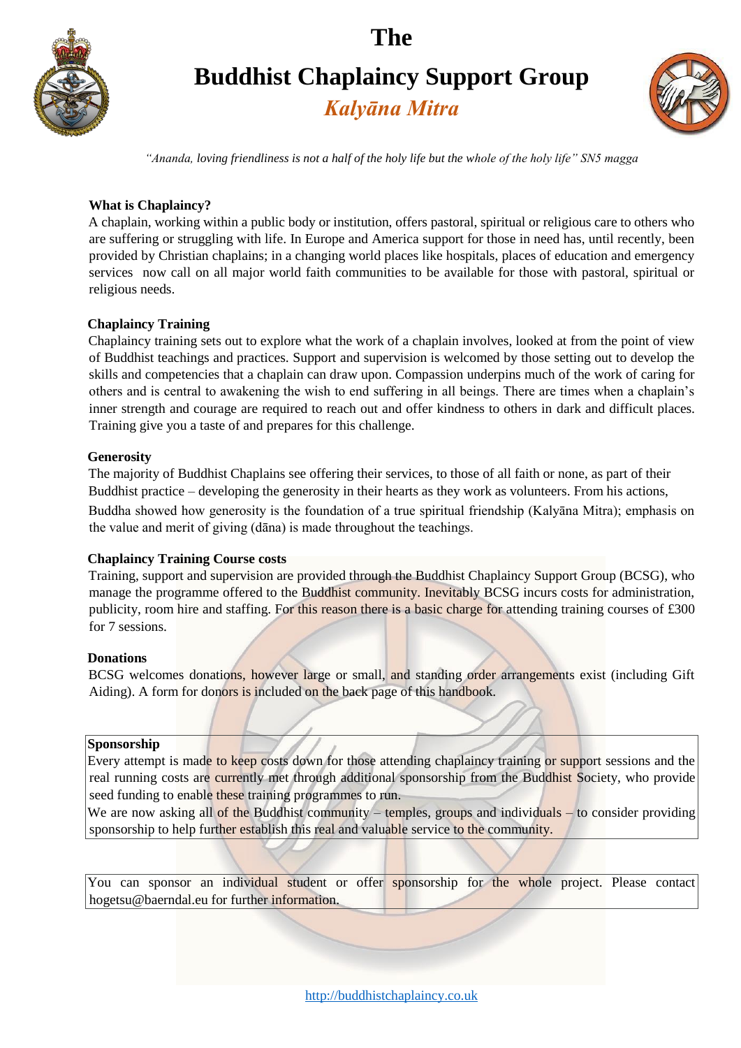# The

# Buddhist Chaplaincy Support Group

## *Kalyāna Mitra*

*"Ananda, loving friendliness is not a half of the holy life but the whole of the holy life" SN5 magga*

**What is Chaplaincy?**

A chaplain, working within a public body or institution, offers pastoral, spiritual or religious care to others who are suffering or struggling with life. In Europe and America support for those in need has, until recently, been provided by Christian chaplains; in a changing world places like hospitals, places of education and emergency services now call on all major world faith communities to be available for those with pastoral, spiritual or religious needs.

**Chaplaincy Training**

Chaplaincy training sets out to explore what the work of a chaplain involves, looked at from the point of view of Buddhist teachings and practices. Support and supervision is welcomed by those setting out to develop the skills and competencies that a chaplain can draw upon. Compassion underpins much of the work of caring for others and is central to awakening the wish to end suffering in all beings. There are times when a chaplain's inner strength and courage are required to reach out and offer kindness to others in dark and difficult places. Training give you a taste of and prepares for this challenge.

**Generosity**

The majority of Buddhist Chaplains see offering their services, to those of all faith or none, as part of their Buddhist practice – developing the generosity in their hearts as they work as volunteers. From his actions, Buddha showed how generosity is the foundation of a true spiritual friendship (Kalyāna Mitra); emphasis on the value and merit of giving (dāna) is made throughout the teachings.

**Chaplaincy Training Course costs**

Training, support and supervision are provided through the Buddhist Chaplaincy Support Group (BCSG), who manage the programme offered to the Buddhist community. Inevitably BCSG incurs costs for administration, publicity, room hire and staffing. For this reason there is a basic charge for attending training courses of £300 for 7 sessions.

**Donations**

BCSG welcomes donations, however large or small, and standing order arrangements exist (including Gift Aiding). A form for donors is included on the back page of this handbook.

**Sponsorship**

Every attempt is made to keep costs down for those attending chaplaincy training or support sessions and the real running costs are currently met through additional sponsorship from the Buddhist Society, who provide seed funding to enable these training programmes to run.

We are now asking all of the Buddhist community – temples, groups and individuals – to consider providing sponsorship to help further establish this real and valuable service to the community.

You can sponsor an individual student or offer sponsorship for the whole project. Please contact hogetsu@baerndal.eu for further information.

http://buddhistchaplaincy.co.uk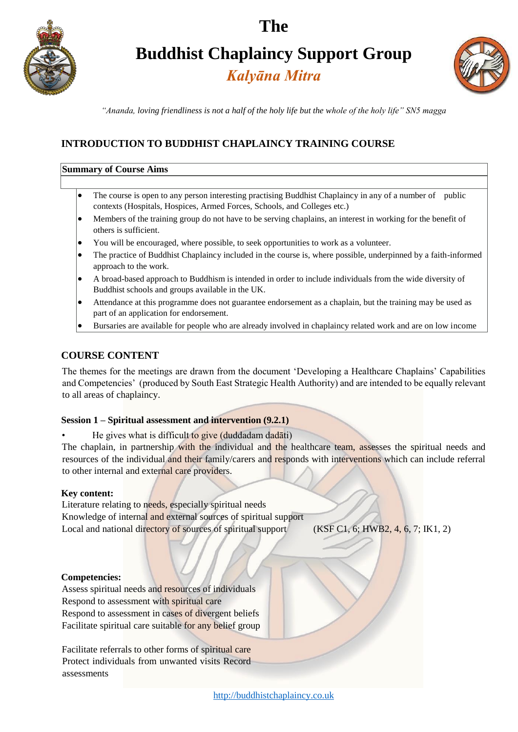# The

# Buddhist Chaplaincy Support Group

## *Kalyāna Mitra*

*"Ananda, loving friendliness is not a half of the holy life but the whole of the holy life" SN5 magga*

## INTRODUCTION TO BUDDHIST CHAPLAINCY TRAINING COURSE

| Summary of Course Aims |
|---|

- The course is open to any person interesting practising Buddhist Chaplaincy in any of a number of public contexts (Hospitals, Hospices, Armed Forces, Schools, and Colleges etc.)
- Members of the training group do not have to be serving chaplains, an interest in working for the benefit of others is sufficient.
- You will be encouraged, where possible, to seek opportunities to work as a volunteer.
- The practice of Buddhist Chaplaincy included in the course is, where possible, underpinned by a faith-informed approach to the work.
- A broad-based approach to Buddhism is intended in order to include individuals from the wide diversity of Buddhist schools and groups available in the UK.
- Attendance at this programme does not guarantee endorsement as a chaplain, but the training may be used as part of an application for endorsement.
- Bursaries are available for people who are already involved in chaplaincy related work and are on low income

## COURSE CONTENT

The themes for the meetings are drawn from the document 'Developing a Healthcare Chaplains' Capabilities and Competencies' (produced by South East Strategic Health Authority) and are intended to be equally relevant to all areas of chaplaincy.

### Session 1 – Spiritual assessment and intervention (9.2.1)

- He gives what is difficult to give (duddadam dadāti)

The chaplain, in partnership with the individual and the healthcare team, assesses the spiritual needs and resources of the individual and their family/carers and responds with interventions which can include referral to other internal and external care providers.

**Key content:**

Literature relating to needs, especially spiritual needs
Knowledge of internal and external sources of spiritual support
Local and national directory of sources of spiritual support (KSF C1, 6; HWB2, 4, 6, 7; IK1, 2)

**Competencies:**

Assess spiritual needs and resources of individuals
Respond to assessment with spiritual care
Respond to assessment in cases of divergent beliefs
Facilitate spiritual care suitable for any belief group

Facilitate referrals to other forms of spiritual care
Protect individuals from unwanted visits Record assessments

http://buddhistchaplaincy.co.uk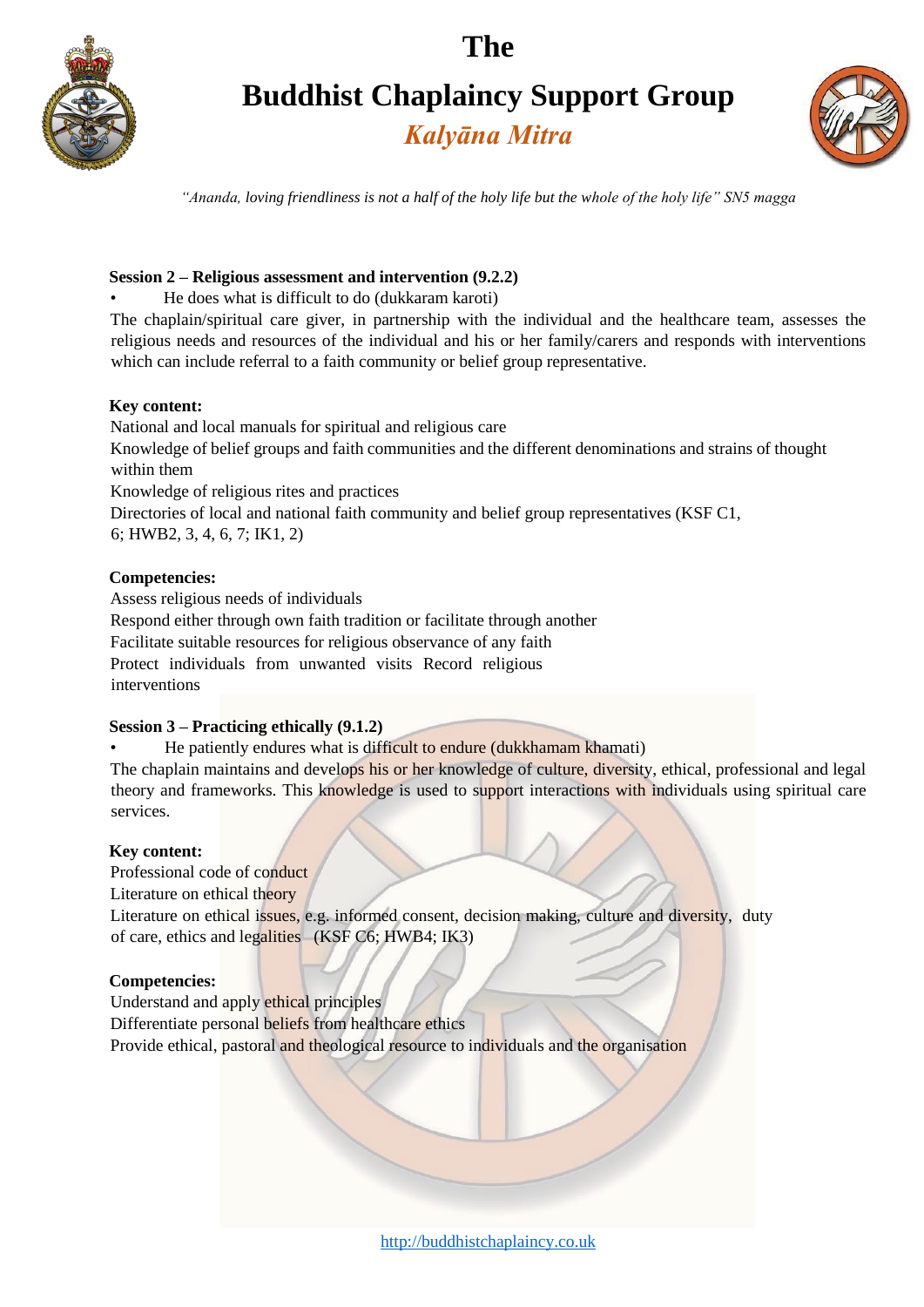# The

# Buddhist Chaplaincy Support Group

## *Kalyāna Mitra*

*"Ananda, loving friendliness is not a half of the holy life but the whole of the holy life" SN5 magga*

**Session 2 – Religious assessment and intervention (9.2.2)**

- He does what is difficult to do (dukkaram karoti)

The chaplain/spiritual care giver, in partnership with the individual and the healthcare team, assesses the religious needs and resources of the individual and his or her family/carers and responds with interventions which can include referral to a faith community or belief group representative.

**Key content:**

National and local manuals for spiritual and religious care
Knowledge of belief groups and faith communities and the different denominations and strains of thought within them
Knowledge of religious rites and practices
Directories of local and national faith community and belief group representatives (KSF C1, 6; HWB2, 3, 4, 6, 7; IK1, 2)

**Competencies:**

Assess religious needs of individuals
Respond either through own faith tradition or facilitate through another
Facilitate suitable resources for religious observance of any faith
Protect individuals from unwanted visits Record religious interventions

**Session 3 – Practicing ethically (9.1.2)**

- He patiently endures what is difficult to endure (dukkhamam khamati)

The chaplain maintains and develops his or her knowledge of culture, diversity, ethical, professional and legal theory and frameworks. This knowledge is used to support interactions with individuals using spiritual care services.

**Key content:**

Professional code of conduct
Literature on ethical theory
Literature on ethical issues, e.g. informed consent, decision making, culture and diversity, duty of care, ethics and legalities (KSF C6; HWB4; IK3)

**Competencies:**

Understand and apply ethical principles
Differentiate personal beliefs from healthcare ethics
Provide ethical, pastoral and theological resource to individuals and the organisation

http://buddhistchaplaincy.co.uk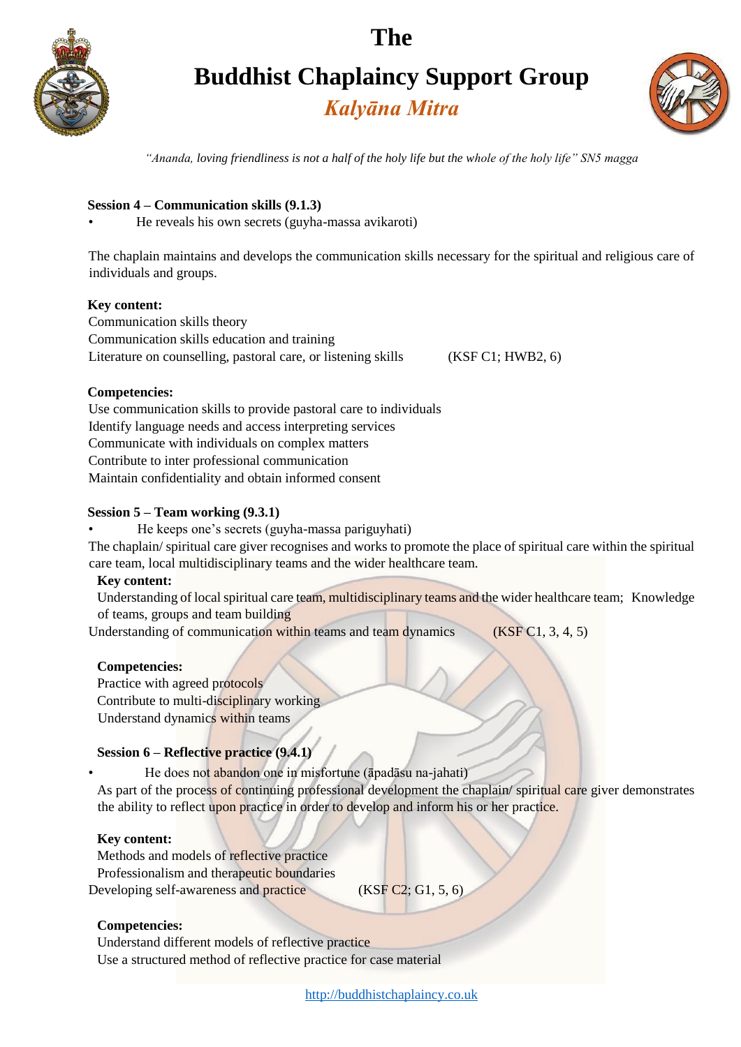# The

# Buddhist Chaplaincy Support Group

## *Kalyāna Mitra*

*"Ananda, loving friendliness is not a half of the holy life but the whole of the holy life" SN5 magga*

**Session 4 – Communication skills (9.1.3)**

- He reveals his own secrets (guyha-massa avikaroti)

The chaplain maintains and develops the communication skills necessary for the spiritual and religious care of individuals and groups.

**Key content:**

Communication skills theory
Communication skills education and training
Literature on counselling, pastoral care, or listening skills (KSF C1; HWB2, 6)

**Competencies:**

Use communication skills to provide pastoral care to individuals
Identify language needs and access interpreting services
Communicate with individuals on complex matters
Contribute to inter professional communication
Maintain confidentiality and obtain informed consent

**Session 5 – Team working (9.3.1)**

- He keeps one's secrets (guyha-massa pariguyhati)

The chaplain/ spiritual care giver recognises and works to promote the place of spiritual care within the spiritual care team, local multidisciplinary teams and the wider healthcare team.

**Key content:**

Understanding of local spiritual care team, multidisciplinary teams and the wider healthcare team; Knowledge of teams, groups and team building
Understanding of communication within teams and team dynamics (KSF C1, 3, 4, 5)

**Competencies:**

Practice with agreed protocols
Contribute to multi-disciplinary working
Understand dynamics within teams

**Session 6 – Reflective practice (9.4.1)**

- He does not abandon one in misfortune (āpadāsu na-jahati)

As part of the process of continuing professional development the chaplain/ spiritual care giver demonstrates the ability to reflect upon practice in order to develop and inform his or her practice.

**Key content:**

Methods and models of reflective practice
Professionalism and therapeutic boundaries
Developing self-awareness and practice (KSF C2; G1, 5, 6)

**Competencies:**

Understand different models of reflective practice
Use a structured method of reflective practice for case material

http://buddhistchaplaincy.co.uk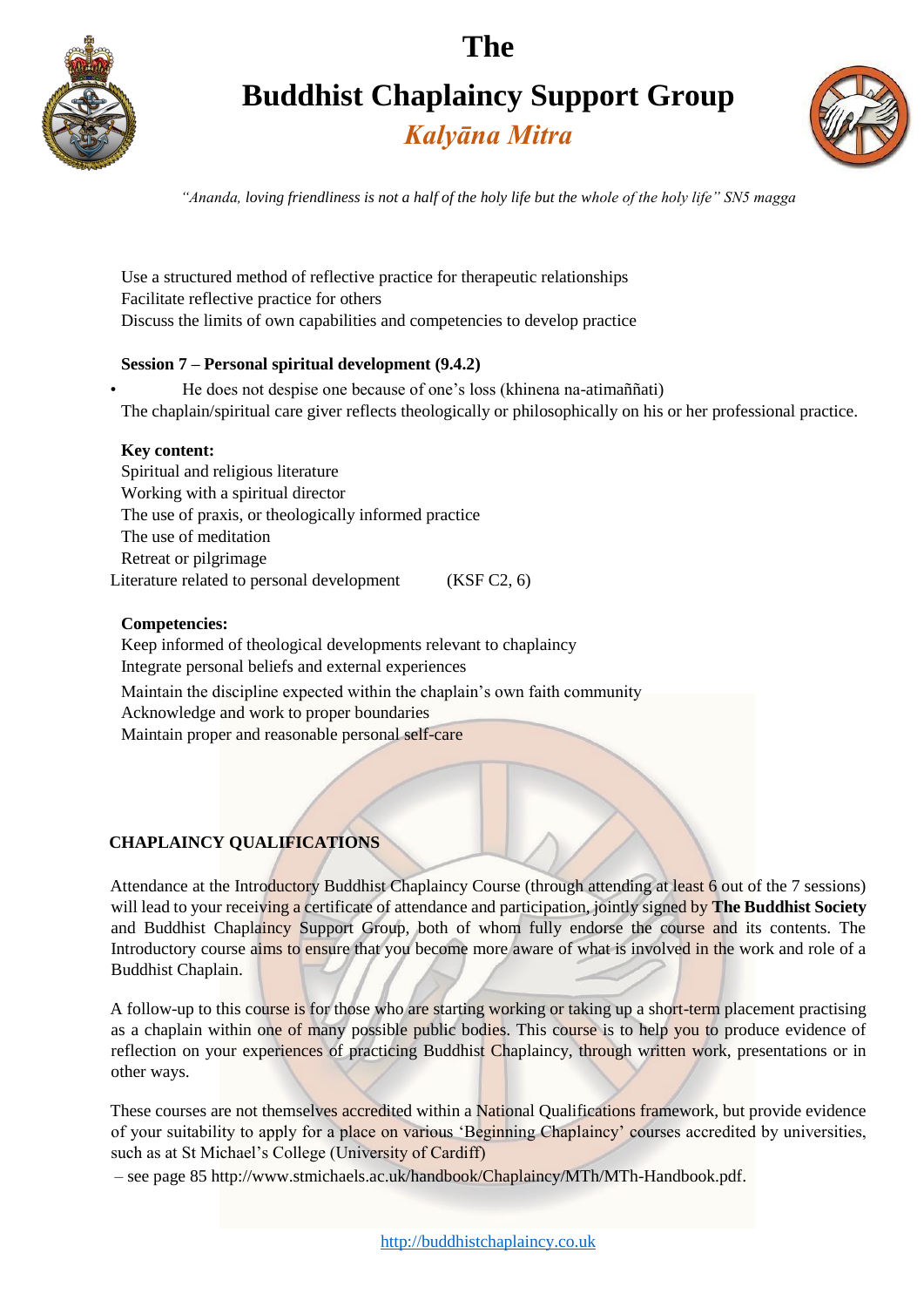Use a structured method of reflective practice for therapeutic relationships
Facilitate reflective practice for others
Discuss the limits of own capabilities and competencies to develop practice

**Session 7 – Personal spiritual development (9.4.2)**

- He does not despise one because of one's loss (khinena na-atimaññati)

The chaplain/spiritual care giver reflects theologically or philosophically on his or her professional practice.

**Key content:**
Spiritual and religious literature
Working with a spiritual director
The use of praxis, or theologically informed practice
The use of meditation
Retreat or pilgrimage
Literature related to personal development (KSF C2, 6)

**Competencies:**
Keep informed of theological developments relevant to chaplaincy
Integrate personal beliefs and external experiences
Maintain the discipline expected within the chaplain's own faith community
Acknowledge and work to proper boundaries
Maintain proper and reasonable personal self-care

## CHAPLAINCY QUALIFICATIONS

Attendance at the Introductory Buddhist Chaplaincy Course (through attending at least 6 out of the 7 sessions) will lead to your receiving a certificate of attendance and participation, jointly signed by **The Buddhist Society** and Buddhist Chaplaincy Support Group, both of whom fully endorse the course and its contents. The Introductory course aims to ensure that you become more aware of what is involved in the work and role of a Buddhist Chaplain.

A follow-up to this course is for those who are starting working or taking up a short-term placement practising as a chaplain within one of many possible public bodies. This course is to help you to produce evidence of reflection on your experiences of practicing Buddhist Chaplaincy, through written work, presentations or in other ways.

These courses are not themselves accredited within a National Qualifications framework, but provide evidence of your suitability to apply for a place on various 'Beginning Chaplaincy' courses accredited by universities, such as at St Michael's College (University of Cardiff)
– see page 85 http://www.stmichaels.ac.uk/handbook/Chaplaincy/MTh/MTh-Handbook.pdf.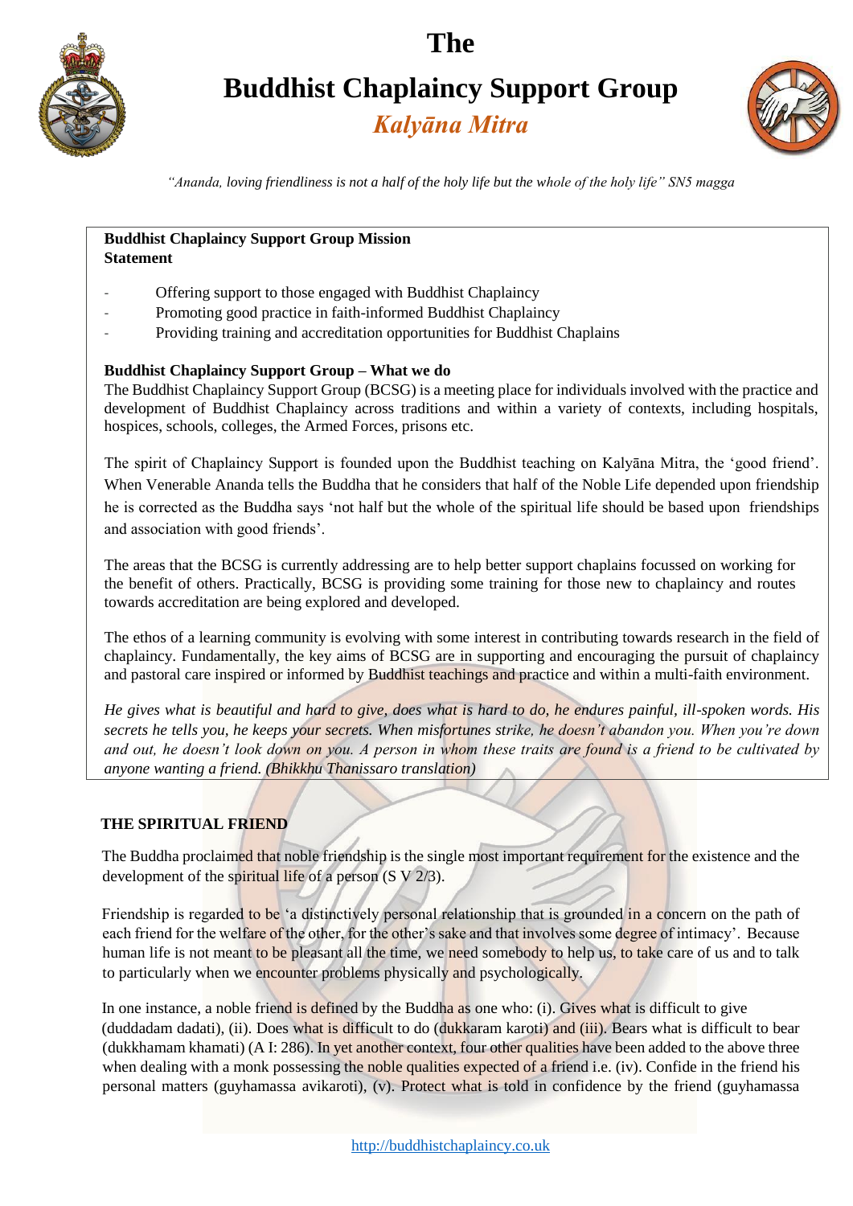# The

# Buddhist Chaplaincy Support Group

## *Kalyāna Mitra*

*"Ananda, loving friendliness is not a half of the holy life but the whole of the holy life" SN5 magga*

**Buddhist Chaplaincy Support Group Mission Statement**

- Offering support to those engaged with Buddhist Chaplaincy
- Promoting good practice in faith-informed Buddhist Chaplaincy
- Providing training and accreditation opportunities for Buddhist Chaplains

**Buddhist Chaplaincy Support Group – What we do**

The Buddhist Chaplaincy Support Group (BCSG) is a meeting place for individuals involved with the practice and development of Buddhist Chaplaincy across traditions and within a variety of contexts, including hospitals, hospices, schools, colleges, the Armed Forces, prisons etc.

The spirit of Chaplaincy Support is founded upon the Buddhist teaching on Kalyāna Mitra, the 'good friend'. When Venerable Ananda tells the Buddha that he considers that half of the Noble Life depended upon friendship he is corrected as the Buddha says 'not half but the whole of the spiritual life should be based upon friendships and association with good friends'.

The areas that the BCSG is currently addressing are to help better support chaplains focussed on working for the benefit of others. Practically, BCSG is providing some training for those new to chaplaincy and routes towards accreditation are being explored and developed.

The ethos of a learning community is evolving with some interest in contributing towards research in the field of chaplaincy. Fundamentally, the key aims of BCSG are in supporting and encouraging the pursuit of chaplaincy and pastoral care inspired or informed by Buddhist teachings and practice and within a multi-faith environment.

*He gives what is beautiful and hard to give, does what is hard to do, he endures painful, ill-spoken words. His secrets he tells you, he keeps your secrets. When misfortunes strike, he doesn't abandon you. When you're down and out, he doesn't look down on you. A person in whom these traits are found is a friend to be cultivated by anyone wanting a friend. (Bhikkhu Thanissaro translation)*

**THE SPIRITUAL FRIEND**

The Buddha proclaimed that noble friendship is the single most important requirement for the existence and the development of the spiritual life of a person (S V 2/3).

Friendship is regarded to be 'a distinctively personal relationship that is grounded in a concern on the path of each friend for the welfare of the other, for the other's sake and that involves some degree of intimacy'. Because human life is not meant to be pleasant all the time, we need somebody to help us, to take care of us and to talk to particularly when we encounter problems physically and psychologically.

In one instance, a noble friend is defined by the Buddha as one who: (i). Gives what is difficult to give (duddadam dadati), (ii). Does what is difficult to do (dukkaram karoti) and (iii). Bears what is difficult to bear (dukkhamam khamati) (A I: 286). In yet another context, four other qualities have been added to the above three when dealing with a monk possessing the noble qualities expected of a friend i.e. (iv). Confide in the friend his personal matters (guyhamassa avikaroti), (v). Protect what is told in confidence by the friend (guyhamassa

http://buddhistchaplaincy.co.uk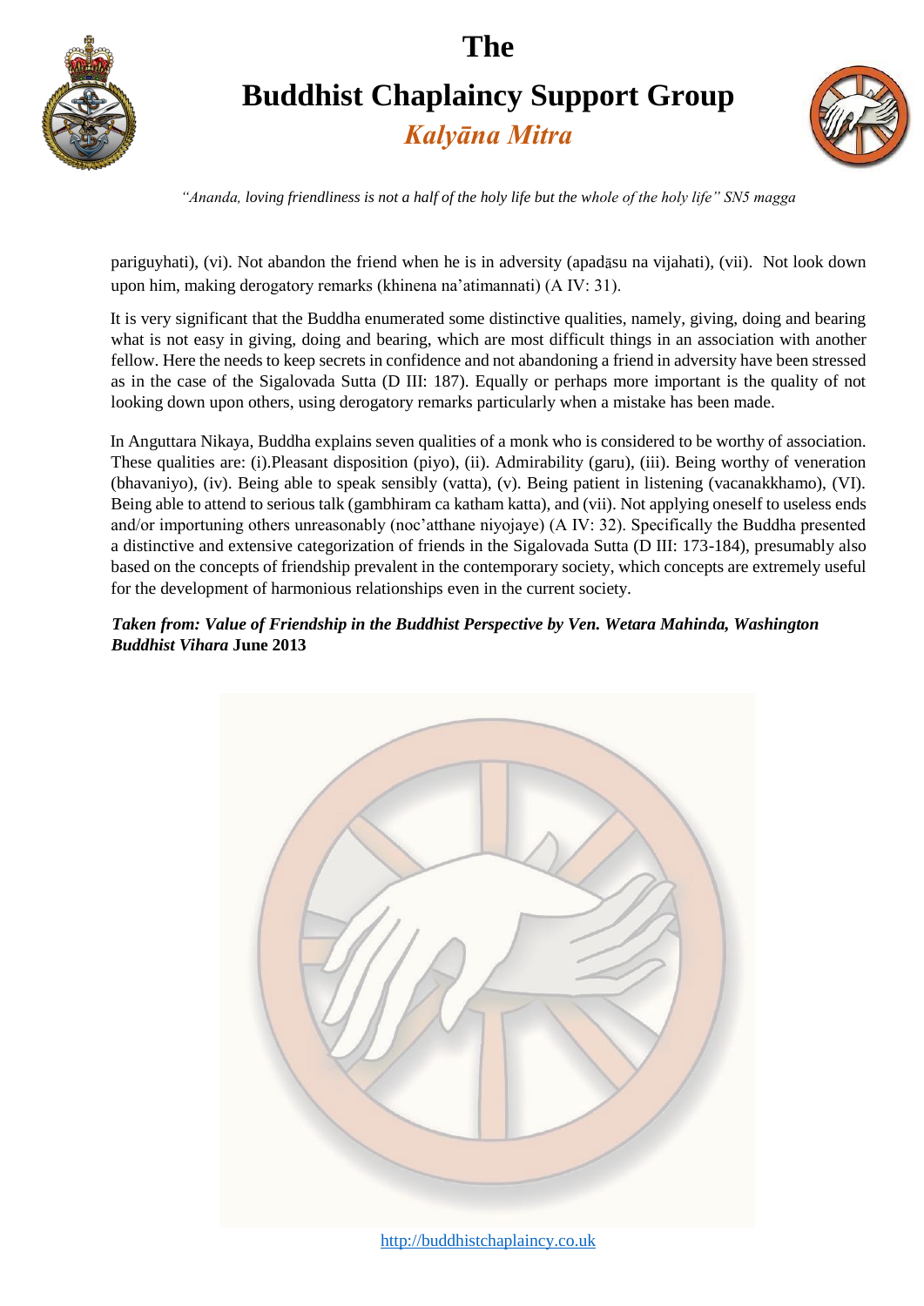pariguyhati), (vi). Not abandon the friend when he is in adversity (apadāsu na vijahati), (vii). Not look down upon him, making derogatory remarks (khinena na'atimannati) (A IV: 31).

It is very significant that the Buddha enumerated some distinctive qualities, namely, giving, doing and bearing what is not easy in giving, doing and bearing, which are most difficult things in an association with another fellow. Here the needs to keep secrets in confidence and not abandoning a friend in adversity have been stressed as in the case of the Sigalovada Sutta (D III: 187). Equally or perhaps more important is the quality of not looking down upon others, using derogatory remarks particularly when a mistake has been made.

In Anguttara Nikaya, Buddha explains seven qualities of a monk who is considered to be worthy of association. These qualities are: (i).Pleasant disposition (piyo), (ii). Admirability (garu), (iii). Being worthy of veneration (bhavaniyo), (iv). Being able to speak sensibly (vatta), (v). Being patient in listening (vacanakkhamo), (VI). Being able to attend to serious talk (gambhiram ca katham katta), and (vii). Not applying oneself to useless ends and/or importuning others unreasonably (noc'atthane niyojaye) (A IV: 32). Specifically the Buddha presented a distinctive and extensive categorization of friends in the Sigalovada Sutta (D III: 173-184), presumably also based on the concepts of friendship prevalent in the contemporary society, which concepts are extremely useful for the development of harmonious relationships even in the current society.

***Taken from: Value of Friendship in the Buddhist Perspective by Ven. Wetara Mahinda, Washington Buddhist Vihara* June 2013**

http://buddhistchaplaincy.co.uk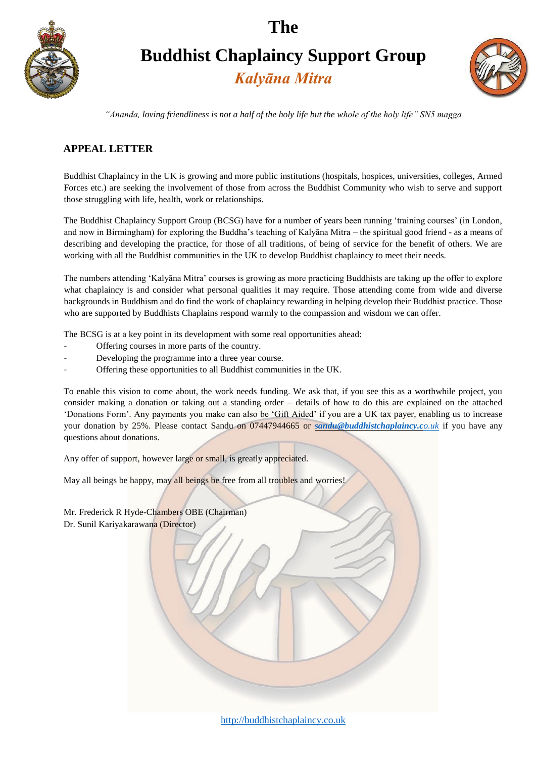# The

# Buddhist Chaplaincy Support Group

## *Kalyāna Mitra*

*"Ananda, loving friendliness is not a half of the holy life but the whole of the holy life" SN5 magga*

## APPEAL LETTER

Buddhist Chaplaincy in the UK is growing and more public institutions (hospitals, hospices, universities, colleges, Armed Forces etc.) are seeking the involvement of those from across the Buddhist Community who wish to serve and support those struggling with life, health, work or relationships.

The Buddhist Chaplaincy Support Group (BCSG) have for a number of years been running 'training courses' (in London, and now in Birmingham) for exploring the Buddha's teaching of Kalyāna Mitra – the spiritual good friend - as a means of describing and developing the practice, for those of all traditions, of being of service for the benefit of others. We are working with all the Buddhist communities in the UK to develop Buddhist chaplaincy to meet their needs.

The numbers attending 'Kalyāna Mitra' courses is growing as more practicing Buddhists are taking up the offer to explore what chaplaincy is and consider what personal qualities it may require. Those attending come from wide and diverse backgrounds in Buddhism and do find the work of chaplaincy rewarding in helping develop their Buddhist practice. Those who are supported by Buddhists Chaplains respond warmly to the compassion and wisdom we can offer.

The BCSG is at a key point in its development with some real opportunities ahead:

- Offering courses in more parts of the country.
- Developing the programme into a three year course.
- Offering these opportunities to all Buddhist communities in the UK.

To enable this vision to come about, the work needs funding. We ask that, if you see this as a worthwhile project, you consider making a donation or taking out a standing order – details of how to do this are explained on the attached 'Donations Form'. Any payments you make can also be 'Gift Aided' if you are a UK tax payer, enabling us to increase your donation by 25%. Please contact Sandu on 07447944665 or ***sandu@buddhistchaplaincy.co.uk*** if you have any questions about donations.

Any offer of support, however large or small, is greatly appreciated.

May all beings be happy, may all beings be free from all troubles and worries!

Mr. Frederick R Hyde-Chambers OBE (Chairman)
Dr. Sunil Kariyakarawana (Director)

http://buddhistchaplaincy.co.uk